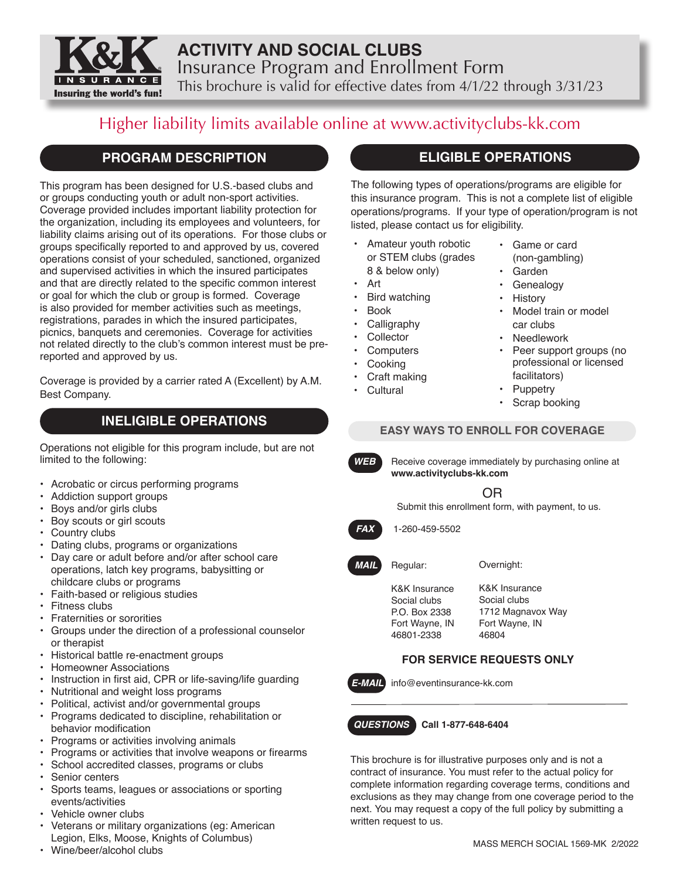K&K INSURANCE
Insuring the world's fun!

# ACTIVITY AND SOCIAL CLUBS

## Insurance Program and Enrollment Form

This brochure is valid for effective dates from 4/1/22 through 3/31/23

Higher liability limits available online at www.activityclubs-kk.com

## PROGRAM DESCRIPTION

This program has been designed for U.S.-based clubs and or groups conducting youth or adult non-sport activities. Coverage provided includes important liability protection for the organization, including its employees and volunteers, for liability claims arising out of its operations. For those clubs or groups specifically reported to and approved by us, covered operations consist of your scheduled, sanctioned, organized and supervised activities in which the insured participates and that are directly related to the specific common interest or goal for which the club or group is formed. Coverage is also provided for member activities such as meetings, registrations, parades in which the insured participates, picnics, banquets and ceremonies. Coverage for activities not related directly to the club's common interest must be pre-reported and approved by us.

Coverage is provided by a carrier rated A (Excellent) by A.M. Best Company.

## INELIGIBLE OPERATIONS

Operations not eligible for this program include, but are not limited to the following:

- Acrobatic or circus performing programs
- Addiction support groups
- Boys and/or girls clubs
- Boy scouts or girl scouts
- Country clubs
- Dating clubs, programs or organizations
- Day care or adult before and/or after school care operations, latch key programs, babysitting or childcare clubs or programs
- Faith-based or religious studies
- Fitness clubs
- Fraternities or sororities
- Groups under the direction of a professional counselor or therapist
- Historical battle re-enactment groups
- Homeowner Associations
- Instruction in first aid, CPR or life-saving/life guarding
- Nutritional and weight loss programs
- Political, activist and/or governmental groups
- Programs dedicated to discipline, rehabilitation or behavior modification
- Programs or activities involving animals
- Programs or activities that involve weapons or firearms
- School accredited classes, programs or clubs
- Senior centers
- Sports teams, leagues or associations or sporting events/activities
- Vehicle owner clubs
- Veterans or military organizations (eg: American Legion, Elks, Moose, Knights of Columbus)
- Wine/beer/alcohol clubs

## ELIGIBLE OPERATIONS

The following types of operations/programs are eligible for this insurance program. This is not a complete list of eligible operations/programs. If your type of operation/program is not listed, please contact us for eligibility.

- Amateur youth robotic or STEM clubs (grades 8 & below only)
- Art
- Bird watching
- Book
- Calligraphy
- Collector
- Computers
- Cooking
- Craft making
- Cultural
- Game or card (non-gambling)
- Garden
- Genealogy
- History
- Model train or model car clubs
- Needlework
- Peer support groups (no professional or licensed facilitators)
- Puppetry
- Scrap booking

### EASY WAYS TO ENROLL FOR COVERAGE

**WEB** Receive coverage immediately by purchasing online at **www.activityclubs-kk.com**

OR

Submit this enrollment form, with payment, to us.

**FAX** 1-260-459-5502

**MAIL**

| Regular: | Overnight: |
|---|---|
| K&K Insurance<br>Social clubs<br>P.O. Box 2338<br>Fort Wayne, IN<br>46801-2338 | K&K Insurance<br>Social clubs<br>1712 Magnavox Way<br>Fort Wayne, IN<br>46804 |

### FOR SERVICE REQUESTS ONLY

**E-MAIL** info@eventinsurance-kk.com

**QUESTIONS** **Call 1-877-648-6404**

This brochure is for illustrative purposes only and is not a contract of insurance. You must refer to the actual policy for complete information regarding coverage terms, conditions and exclusions as they may change from one coverage period to the next. You may request a copy of the full policy by submitting a written request to us.

MASS MERCH SOCIAL 1569-MK 2/2022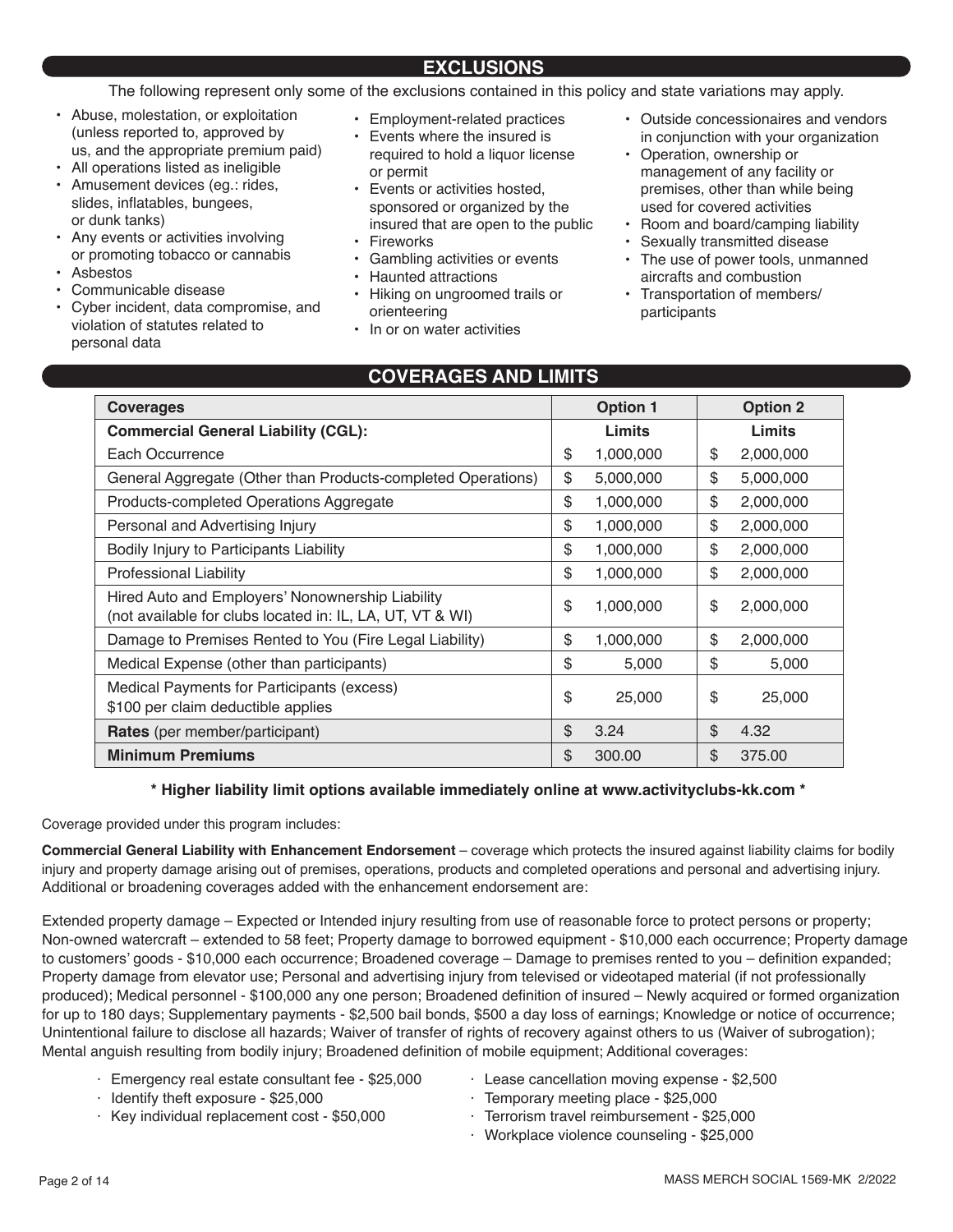## EXCLUSIONS

The following represent only some of the exclusions contained in this policy and state variations may apply.

- Abuse, molestation, or exploitation (unless reported to, approved by us, and the appropriate premium paid)
- All operations listed as ineligible
- Amusement devices (eg.: rides, slides, inflatables, bungees, or dunk tanks)
- Any events or activities involving or promoting tobacco or cannabis
- Asbestos
- Communicable disease
- Cyber incident, data compromise, and violation of statutes related to personal data
- Employment-related practices
- Events where the insured is required to hold a liquor license or permit
- Events or activities hosted, sponsored or organized by the insured that are open to the public
- Fireworks
- Gambling activities or events
- Haunted attractions
- Hiking on ungroomed trails or orienteering
- In or on water activities
- Outside concessionaires and vendors in conjunction with your organization
- Operation, ownership or management of any facility or premises, other than while being used for covered activities
- Room and board/camping liability
- Sexually transmitted disease
- The use of power tools, unmanned aircrafts and combustion
- Transportation of members/ participants

## COVERAGES AND LIMITS

| Coverages | Option 1 | Option 2 |
|---|---|---|
| **Commercial General Liability (CGL):** | **Limits** | **Limits** |
| Each Occurrence | $ 1,000,000 | $ 2,000,000 |
| General Aggregate (Other than Products-completed Operations) | $ 5,000,000 | $ 5,000,000 |
| Products-completed Operations Aggregate | $ 1,000,000 | $ 2,000,000 |
| Personal and Advertising Injury | $ 1,000,000 | $ 2,000,000 |
| Bodily Injury to Participants Liability | $ 1,000,000 | $ 2,000,000 |
| Professional Liability | $ 1,000,000 | $ 2,000,000 |
| Hired Auto and Employers' Nonownership Liability (not available for clubs located in: IL, LA, UT, VT & WI) | $ 1,000,000 | $ 2,000,000 |
| Damage to Premises Rented to You (Fire Legal Liability) | $ 1,000,000 | $ 2,000,000 |
| Medical Expense (other than participants) | $ 5,000 | $ 5,000 |
| Medical Payments for Participants (excess) $100 per claim deductible applies | $ 25,000 | $ 25,000 |
| **Rates** (per member/participant) | $ 3.24 | $ 4.32 |
| **Minimum Premiums** | $ 300.00 | $ 375.00 |

**\* Higher liability limit options available immediately online at www.activityclubs-kk.com \***

Coverage provided under this program includes:

**Commercial General Liability with Enhancement Endorsement** – coverage which protects the insured against liability claims for bodily injury and property damage arising out of premises, operations, products and completed operations and personal and advertising injury. Additional or broadening coverages added with the enhancement endorsement are:

Extended property damage – Expected or Intended injury resulting from use of reasonable force to protect persons or property; Non-owned watercraft – extended to 58 feet; Property damage to borrowed equipment - $10,000 each occurrence; Property damage to customers' goods - $10,000 each occurrence; Broadened coverage – Damage to premises rented to you – definition expanded; Property damage from elevator use; Personal and advertising injury from televised or videotaped material (if not professionally produced); Medical personnel - $100,000 any one person; Broadened definition of insured – Newly acquired or formed organization for up to 180 days; Supplementary payments - $2,500 bail bonds, $500 a day loss of earnings; Knowledge or notice of occurrence; Unintentional failure to disclose all hazards; Waiver of transfer of rights of recovery against others to us (Waiver of subrogation); Mental anguish resulting from bodily injury; Broadened definition of mobile equipment; Additional coverages:

- Emergency real estate consultant fee - $25,000
- Identify theft exposure - $25,000
- Key individual replacement cost - $50,000
- Lease cancellation moving expense - $2,500
- Temporary meeting place - $25,000
- Terrorism travel reimbursement - $25,000
- Workplace violence counseling - $25,000

MASS MERCH SOCIAL 1569-MK 2/2022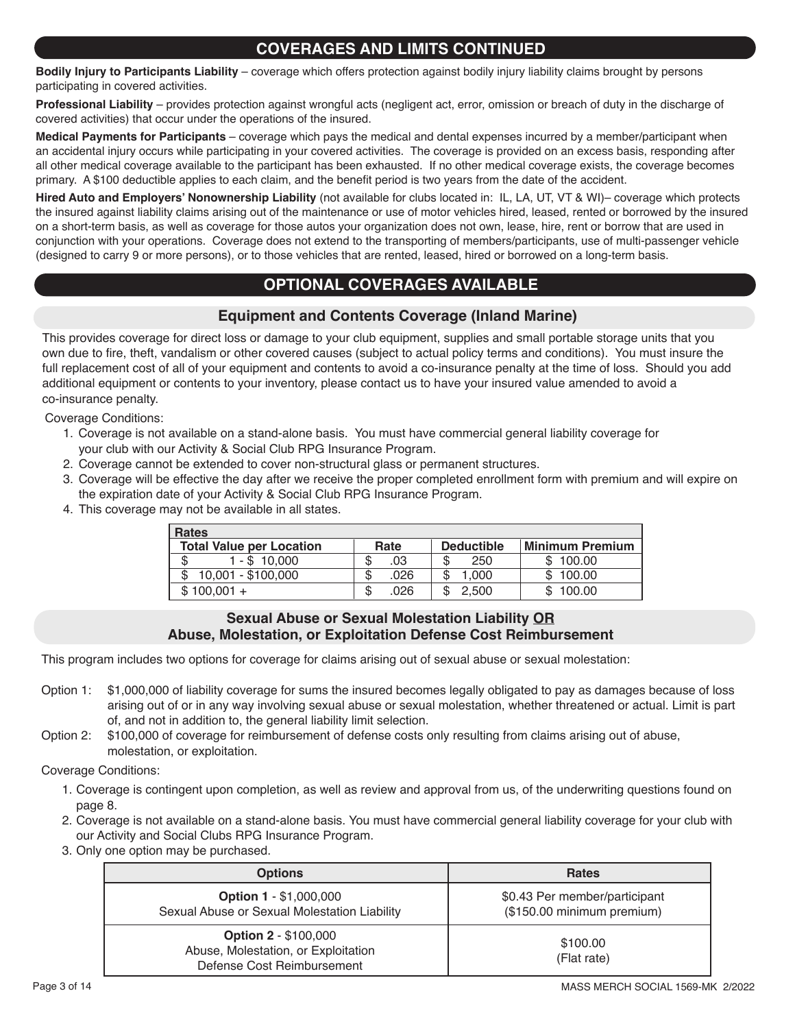## COVERAGES AND LIMITS CONTINUED

**Bodily Injury to Participants Liability** – coverage which offers protection against bodily injury liability claims brought by persons participating in covered activities.

**Professional Liability** – provides protection against wrongful acts (negligent act, error, omission or breach of duty in the discharge of covered activities) that occur under the operations of the insured.

**Medical Payments for Participants** – coverage which pays the medical and dental expenses incurred by a member/participant when an accidental injury occurs while participating in your covered activities. The coverage is provided on an excess basis, responding after all other medical coverage available to the participant has been exhausted. If no other medical coverage exists, the coverage becomes primary. A $100 deductible applies to each claim, and the benefit period is two years from the date of the accident.

**Hired Auto and Employers' Nonownership Liability** (not available for clubs located in: IL, LA, UT, VT & WI)– coverage which protects the insured against liability claims arising out of the maintenance or use of motor vehicles hired, leased, rented or borrowed by the insured on a short-term basis, as well as coverage for those autos your organization does not own, lease, hire, rent or borrow that are used in conjunction with your operations. Coverage does not extend to the transporting of members/participants, use of multi-passenger vehicle (designed to carry 9 or more persons), or to those vehicles that are rented, leased, hired or borrowed on a long-term basis.

## OPTIONAL COVERAGES AVAILABLE

### Equipment and Contents Coverage (Inland Marine)

This provides coverage for direct loss or damage to your club equipment, supplies and small portable storage units that you own due to fire, theft, vandalism or other covered causes (subject to actual policy terms and conditions). You must insure the full replacement cost of all of your equipment and contents to avoid a co-insurance penalty at the time of loss. Should you add additional equipment or contents to your inventory, please contact us to have your insured value amended to avoid a co-insurance penalty.

Coverage Conditions:

1. Coverage is not available on a stand-alone basis. You must have commercial general liability coverage for your club with our Activity & Social Club RPG Insurance Program.
2. Coverage cannot be extended to cover non-structural glass or permanent structures.
3. Coverage will be effective the day after we receive the proper completed enrollment form with premium and will expire on the expiration date of your Activity & Social Club RPG Insurance Program.
4. This coverage may not be available in all states.

| Rates | | | |
|---|---|---|---|
| **Total Value per Location** | **Rate** | **Deductible** | **Minimum Premium** |
| $ 1 - $ 10,000 | $ .03 | $ 250 | $ 100.00 |
| $ 10,001 - $100,000 | $ .026 | $ 1,000 | $ 100.00 |
| $ 100,001 + | $ .026 | $ 2,500 | $ 100.00 |

### Sexual Abuse or Sexual Molestation Liability OR Abuse, Molestation, or Exploitation Defense Cost Reimbursement

This program includes two options for coverage for claims arising out of sexual abuse or sexual molestation:

Option 1: $1,000,000 of liability coverage for sums the insured becomes legally obligated to pay as damages because of loss arising out of or in any way involving sexual abuse or sexual molestation, whether threatened or actual. Limit is part of, and not in addition to, the general liability limit selection.

Option 2: $100,000 of coverage for reimbursement of defense costs only resulting from claims arising out of abuse, molestation, or exploitation.

Coverage Conditions:

1. Coverage is contingent upon completion, as well as review and approval from us, of the underwriting questions found on page 8.
2. Coverage is not available on a stand-alone basis. You must have commercial general liability coverage for your club with our Activity and Social Clubs RPG Insurance Program.
3. Only one option may be purchased.

| Options | Rates |
|---|---|
| **Option 1** - $1,000,000 Sexual Abuse or Sexual Molestation Liability | $0.43 Per member/participant ($150.00 minimum premium) |
| **Option 2** - $100,000 Abuse, Molestation, or Exploitation Defense Cost Reimbursement | $100.00 (Flat rate) |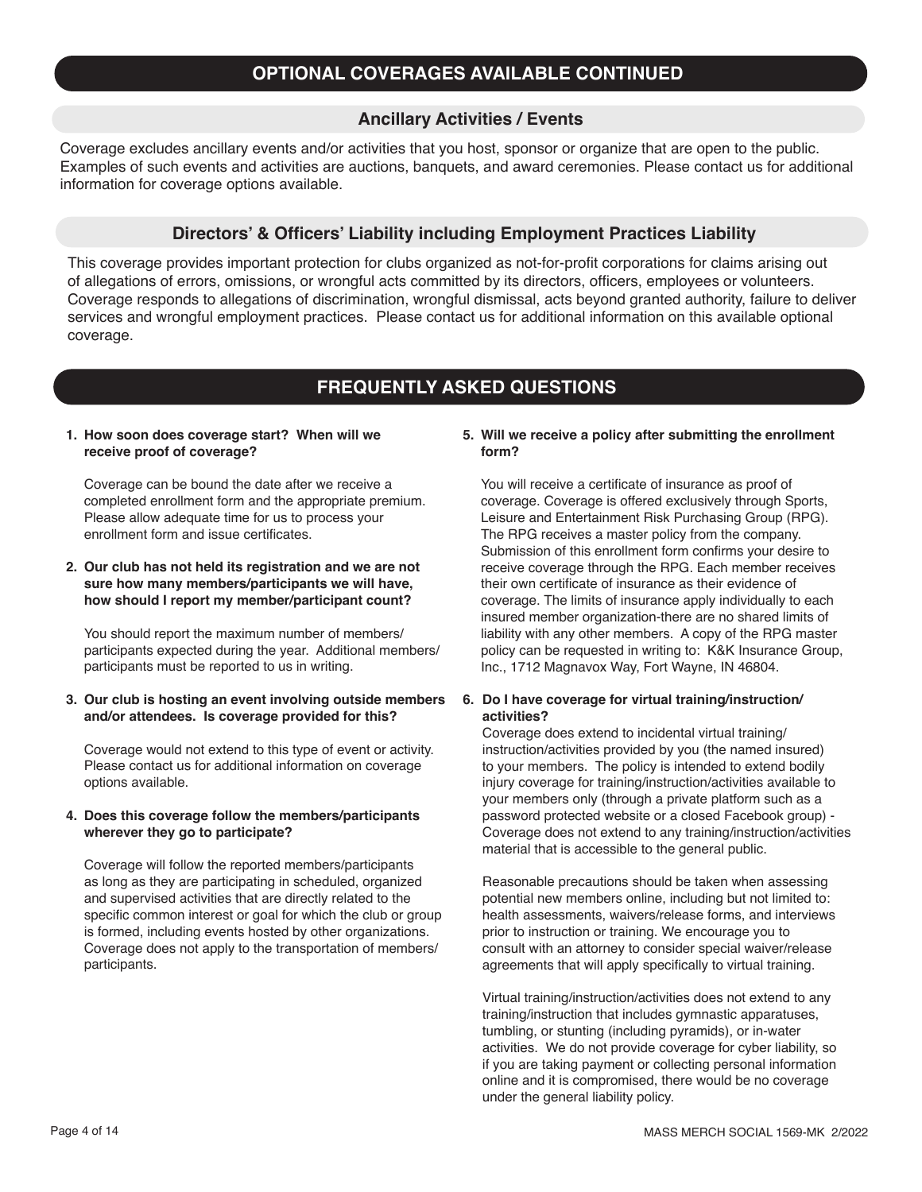## OPTIONAL COVERAGES AVAILABLE CONTINUED

### Ancillary Activities / Events

Coverage excludes ancillary events and/or activities that you host, sponsor or organize that are open to the public. Examples of such events and activities are auctions, banquets, and award ceremonies. Please contact us for additional information for coverage options available.

### Directors' & Officers' Liability including Employment Practices Liability

This coverage provides important protection for clubs organized as not-for-profit corporations for claims arising out of allegations of errors, omissions, or wrongful acts committed by its directors, officers, employees or volunteers. Coverage responds to allegations of discrimination, wrongful dismissal, acts beyond granted authority, failure to deliver services and wrongful employment practices. Please contact us for additional information on this available optional coverage.

## FREQUENTLY ASKED QUESTIONS

**1. How soon does coverage start? When will we receive proof of coverage?**

Coverage can be bound the date after we receive a completed enrollment form and the appropriate premium. Please allow adequate time for us to process your enrollment form and issue certificates.

**2. Our club has not held its registration and we are not sure how many members/participants we will have, how should I report my member/participant count?**

You should report the maximum number of members/participants expected during the year. Additional members/participants must be reported to us in writing.

**3. Our club is hosting an event involving outside members and/or attendees. Is coverage provided for this?**

Coverage would not extend to this type of event or activity. Please contact us for additional information on coverage options available.

**4. Does this coverage follow the members/participants wherever they go to participate?**

Coverage will follow the reported members/participants as long as they are participating in scheduled, organized and supervised activities that are directly related to the specific common interest or goal for which the club or group is formed, including events hosted by other organizations. Coverage does not apply to the transportation of members/participants.

**5. Will we receive a policy after submitting the enrollment form?**

You will receive a certificate of insurance as proof of coverage. Coverage is offered exclusively through Sports, Leisure and Entertainment Risk Purchasing Group (RPG). The RPG receives a master policy from the company. Submission of this enrollment form confirms your desire to receive coverage through the RPG. Each member receives their own certificate of insurance as their evidence of coverage. The limits of insurance apply individually to each insured member organization-there are no shared limits of liability with any other members. A copy of the RPG master policy can be requested in writing to: K&K Insurance Group, Inc., 1712 Magnavox Way, Fort Wayne, IN 46804.

**6. Do I have coverage for virtual training/instruction/activities?**

Coverage does extend to incidental virtual training/instruction/activities provided by you (the named insured) to your members. The policy is intended to extend bodily injury coverage for training/instruction/activities available to your members only (through a private platform such as a password protected website or a closed Facebook group) - Coverage does not extend to any training/instruction/activities material that is accessible to the general public.

Reasonable precautions should be taken when assessing potential new members online, including but not limited to: health assessments, waivers/release forms, and interviews prior to instruction or training. We encourage you to consult with an attorney to consider special waiver/release agreements that will apply specifically to virtual training.

Virtual training/instruction/activities does not extend to any training/instruction that includes gymnastic apparatuses, tumbling, or stunting (including pyramids), or in-water activities. We do not provide coverage for cyber liability, so if you are taking payment or collecting personal information online and it is compromised, there would be no coverage under the general liability policy.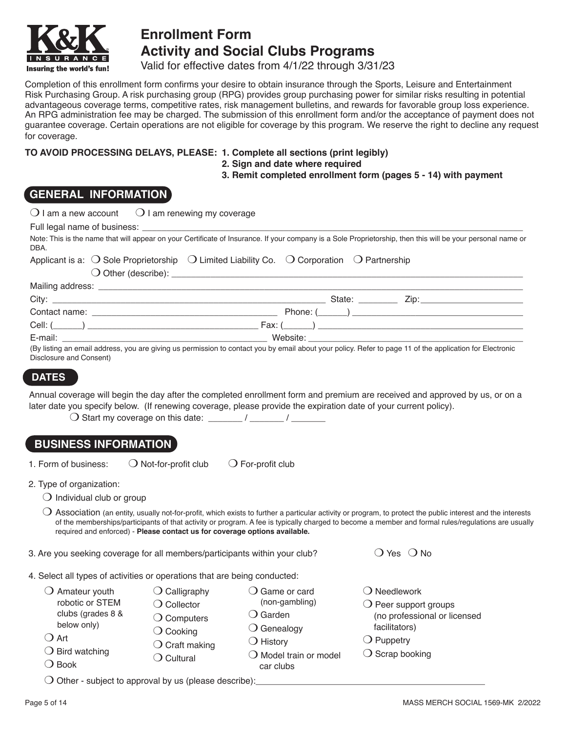K&K INSURANCE
Insuring the world's fun!

# Enrollment Form
# Activity and Social Clubs Programs

Valid for effective dates from 4/1/22 through 3/31/23

Completion of this enrollment form confirms your desire to obtain insurance through the Sports, Leisure and Entertainment Risk Purchasing Group. A risk purchasing group (RPG) provides group purchasing power for similar risks resulting in potential advantageous coverage terms, competitive rates, risk management bulletins, and rewards for favorable group loss experience. An RPG administration fee may be charged. The submission of this enrollment form and/or the acceptance of payment does not guarantee coverage. Certain operations are not eligible for coverage by this program. We reserve the right to decline any request for coverage.

**TO AVOID PROCESSING DELAYS, PLEASE:**
1. **Complete all sections (print legibly)**
2. **Sign and date where required**
3. **Remit completed enrollment form (pages 5 - 14) with payment**

## GENERAL INFORMATION

❍ I am a new account  ❍ I am renewing my coverage

Full legal name of business: ______________________________

Note: This is the name that will appear on your Certificate of Insurance. If your company is a Sole Proprietorship, then this will be your personal name or DBA.

Applicant is a: ❍ Sole Proprietorship ❍ Limited Liability Co. ❍ Corporation ❍ Partnership
❍ Other (describe): ______________________________

Mailing address: ______________________________

City: ______________________ State: ________ Zip: ____________

Contact name: ______________________ Phone: (______) ______________________

Cell: (______) ______________________ Fax: (______) ______________________

E-mail: ______________________ Website: ______________________

(By listing an email address, you are giving us permission to contact you by email about your policy. Refer to page 11 of the application for Electronic Disclosure and Consent)

## DATES

Annual coverage will begin the day after the completed enrollment form and premium are received and approved by us, or on a later date you specify below. (If renewing coverage, please provide the expiration date of your current policy).

❍ Start my coverage on this date: _______ / _______ / _______

## BUSINESS INFORMATION

1. Form of business: ❍ Not-for-profit club ❍ For-profit club

2. Type of organization:
   - ❍ Individual club or group
   - ❍ Association (an entity, usually not-for-profit, which exists to further a particular activity or program, to protect the public interest and the interests of the memberships/participants of that activity or program. A fee is typically charged to become a member and formal rules/regulations are usually required and enforced) - **Please contact us for coverage options available.**

3. Are you seeking coverage for all members/participants within your club? ❍ Yes ❍ No

4. Select all types of activities or operations that are being conducted:
   - ❍ Amateur youth robotic or STEM clubs (grades 8 & below only)
   - ❍ Art
   - ❍ Bird watching
   - ❍ Book
   - ❍ Calligraphy
   - ❍ Collector
   - ❍ Computers
   - ❍ Cooking
   - ❍ Craft making
   - ❍ Cultural
   - ❍ Game or card (non-gambling)
   - ❍ Garden
   - ❍ Genealogy
   - ❍ History
   - ❍ Model train or model car clubs
   - ❍ Needlework
   - ❍ Peer support groups (no professional or licensed facilitators)
   - ❍ Puppetry
   - ❍ Scrap booking
   - ❍ Other - subject to approval by us (please describe): ______________________________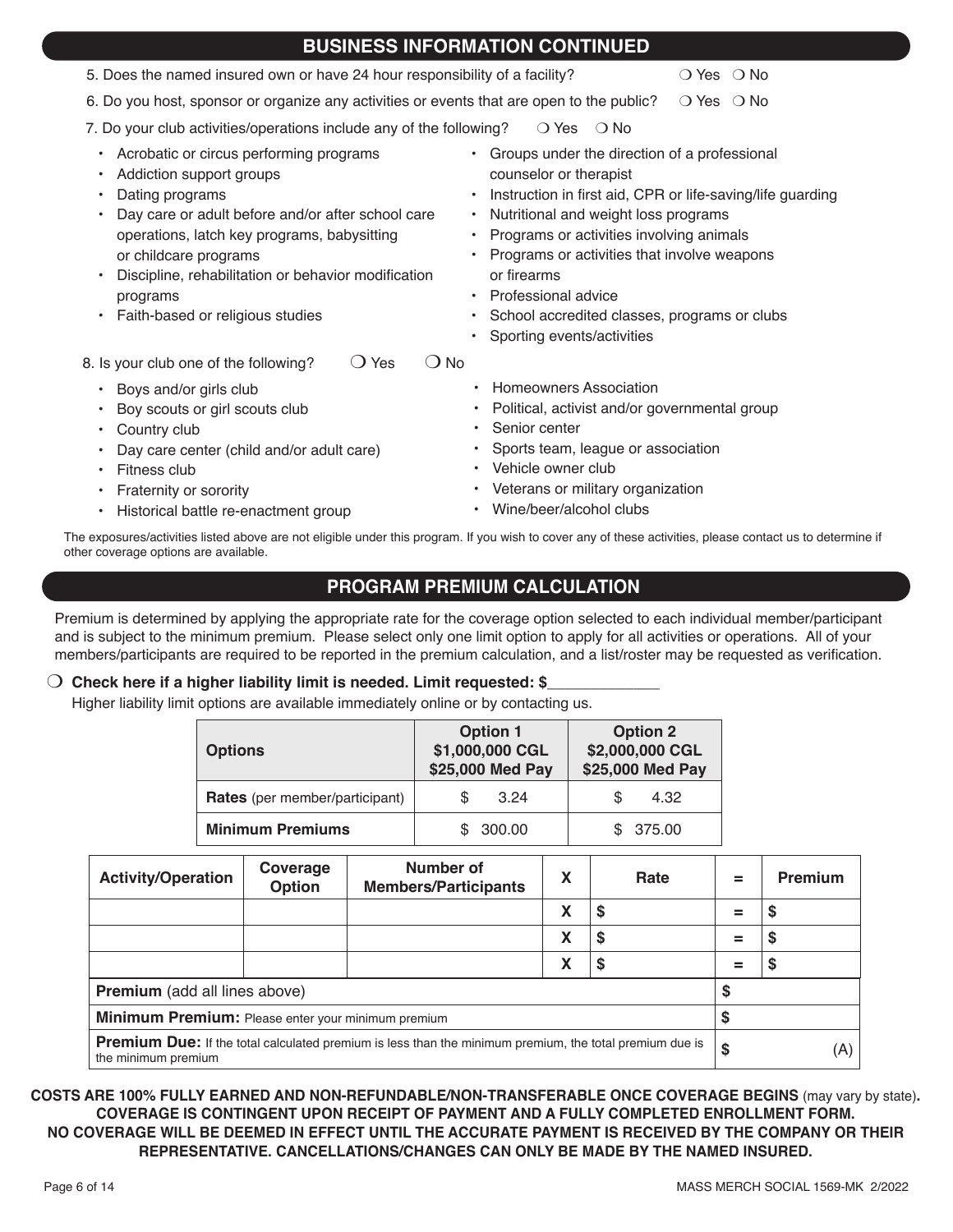## BUSINESS INFORMATION CONTINUED

5. Does the named insured own or have 24 hour responsibility of a facility? ❍ Yes ❍ No

6. Do you host, sponsor or organize any activities or events that are open to the public? ❍ Yes ❍ No

7. Do your club activities/operations include any of the following? ❍ Yes ❍ No

- Acrobatic or circus performing programs
- Addiction support groups
- Dating programs
- Day care or adult before and/or after school care operations, latch key programs, babysitting or childcare programs
- Discipline, rehabilitation or behavior modification programs
- Faith-based or religious studies
- Groups under the direction of a professional counselor or therapist
- Instruction in first aid, CPR or life-saving/life guarding
- Nutritional and weight loss programs
- Programs or activities involving animals
- Programs or activities that involve weapons or firearms
- Professional advice
- School accredited classes, programs or clubs
- Sporting events/activities

8. Is your club one of the following? ❍ Yes ❍ No

- Boys and/or girls club
- Boy scouts or girl scouts club
- Country club
- Day care center (child and/or adult care)
- Fitness club
- Fraternity or sorority
- Historical battle re-enactment group
- Homeowners Association
- Political, activist and/or governmental group
- Senior center
- Sports team, league or association
- Vehicle owner club
- Veterans or military organization
- Wine/beer/alcohol clubs

The exposures/activities listed above are not eligible under this program. If you wish to cover any of these activities, please contact us to determine if other coverage options are available.

## PROGRAM PREMIUM CALCULATION

Premium is determined by applying the appropriate rate for the coverage option selected to each individual member/participant and is subject to the minimum premium. Please select only one limit option to apply for all activities or operations. All of your members/participants are required to be reported in the premium calculation, and a list/roster may be requested as verification.

❍ **Check here if a higher liability limit is needed. Limit requested: $_____________**

Higher liability limit options are available immediately online or by contacting us.

| Options | Option 1 $1,000,000 CGL $25,000 Med Pay | Option 2 $2,000,000 CGL $25,000 Med Pay |
|---|---|---|
| **Rates** (per member/participant) | $ 3.24 | $ 4.32 |
| **Minimum Premiums** | $ 300.00 | $ 375.00 |

| Activity/Operation | Coverage Option | Number of Members/Participants | X | Rate | = | Premium |
|---|---|---|---|---|---|---|
| | | | X | $ | = | $ |
| | | | X | $ | = | $ |
| | | | X | $ | = | $ |
| **Premium** (add all lines above) | | | | | | $ |
| **Minimum Premium:** Please enter your minimum premium | | | | | | $ |
| **Premium Due:** If the total calculated premium is less than the minimum premium, the total premium due is the minimum premium | | | | | | $ (A) |

**COSTS ARE 100% FULLY EARNED AND NON-REFUNDABLE/NON-TRANSFERABLE ONCE COVERAGE BEGINS** (may vary by state)**.**
**COVERAGE IS CONTINGENT UPON RECEIPT OF PAYMENT AND A FULLY COMPLETED ENROLLMENT FORM.**
**NO COVERAGE WILL BE DEEMED IN EFFECT UNTIL THE ACCURATE PAYMENT IS RECEIVED BY THE COMPANY OR THEIR REPRESENTATIVE. CANCELLATIONS/CHANGES CAN ONLY BE MADE BY THE NAMED INSURED.**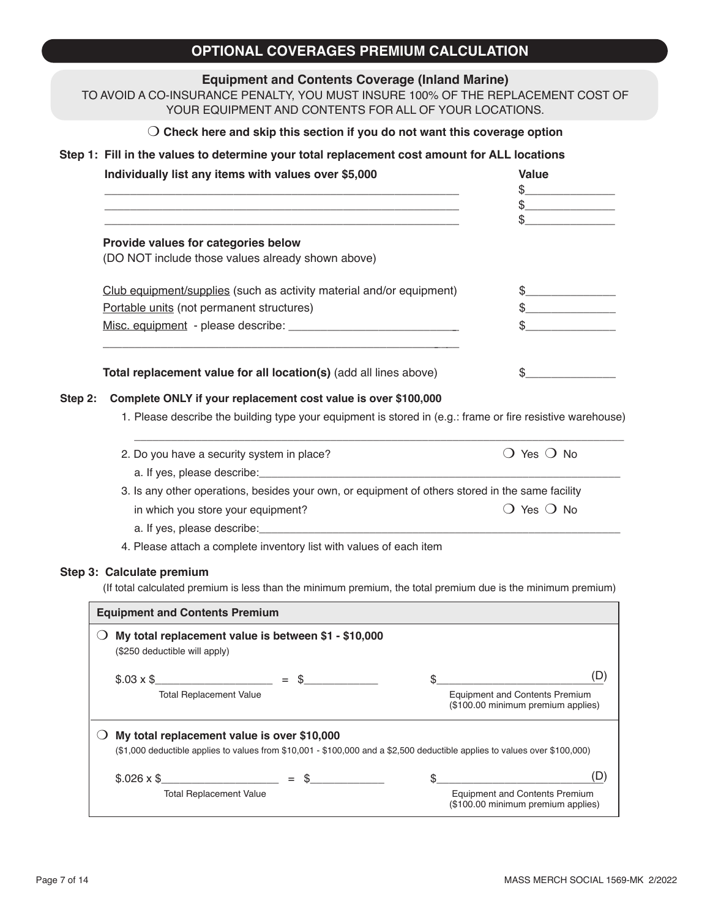## OPTIONAL COVERAGES PREMIUM CALCULATION

### Equipment and Contents Coverage (Inland Marine)

TO AVOID A CO-INSURANCE PENALTY, YOU MUST INSURE 100% OF THE REPLACEMENT COST OF YOUR EQUIPMENT AND CONTENTS FOR ALL OF YOUR LOCATIONS.

❍ **Check here and skip this section if you do not want this coverage option**

**Step 1: Fill in the values to determine your total replacement cost amount for ALL locations**

| **Individually list any items with values over $5,000** | **Value** |
|---|---|
| ______________________________ | $__________ |
| ______________________________ | $__________ |
| ______________________________ | $__________ |

**Provide values for categories below**
(DO NOT include those values already shown above)

| | |
|---|---|
| Club equipment/supplies (such as activity material and/or equipment) | $__________ |
| Portable units (not permanent structures) | $__________ |
| Misc. equipment - please describe: ______________________________ | $__________ |
| **Total replacement value for all location(s)** (add all lines above) | $__________ |

**Step 2: Complete ONLY if your replacement cost value is over $100,000**

1. Please describe the building type your equipment is stored in (e.g.: frame or fire resistive warehouse)
   ______________________________
2. Do you have a security system in place? ❍ Yes ❍ No
   a. If yes, please describe: ______________________________
3. Is any other operations, besides your own, or equipment of others stored in the same facility in which you store your equipment? ❍ Yes ❍ No
   a. If yes, please describe: ______________________________
4. Please attach a complete inventory list with values of each item

**Step 3: Calculate premium**

(If total calculated premium is less than the minimum premium, the total premium due is the minimum premium)

| **Equipment and Contents Premium** | |
|---|---|
| ❍ **My total replacement value is between $1 - $10,000**<br>($250 deductible will apply)<br><br>$.03 x $__________ = $__________<br>Total Replacement Value | $__________ (D)<br>Equipment and Contents Premium<br>($100.00 minimum premium applies) |
| ❍ **My total replacement value is over $10,000**<br>($1,000 deductible applies to values from $10,001 - $100,000 and a $2,500 deductible applies to values over $100,000)<br><br>$.026 x $__________ = $__________<br>Total Replacement Value | $__________ (D)<br>Equipment and Contents Premium<br>($100.00 minimum premium applies) |

MASS MERCH SOCIAL 1569-MK 2/2022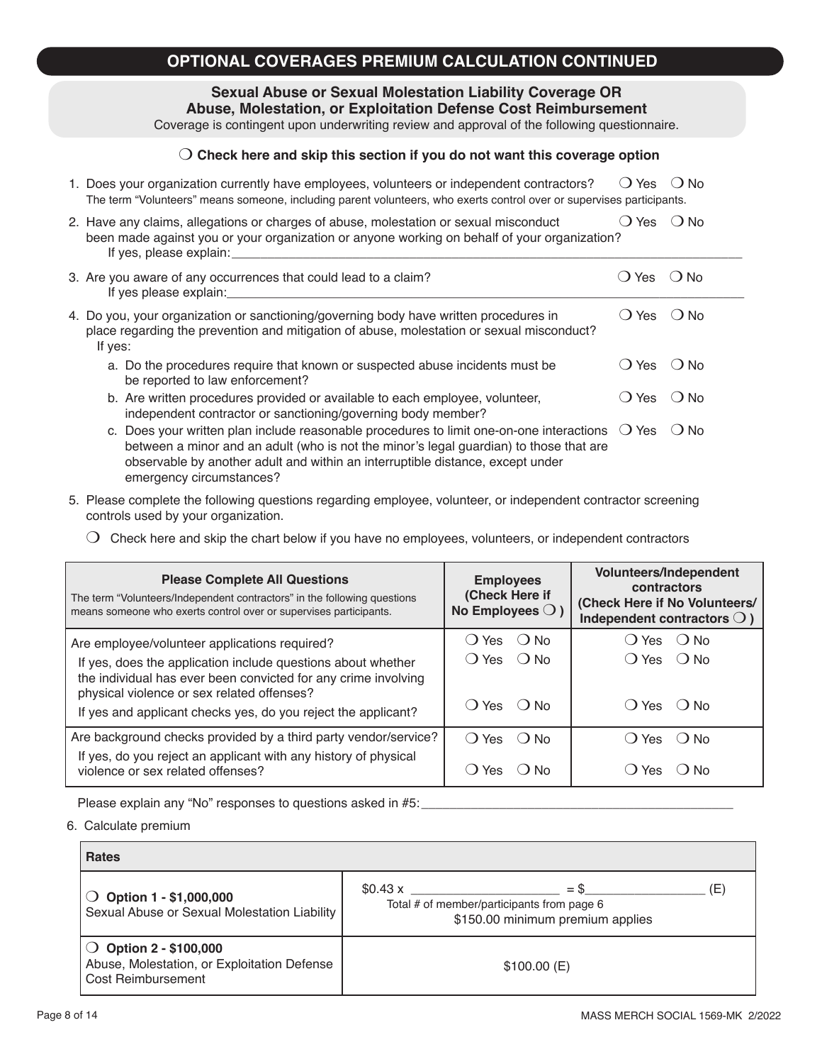# OPTIONAL COVERAGES PREMIUM CALCULATION CONTINUED

## Sexual Abuse or Sexual Molestation Liability Coverage OR Abuse, Molestation, or Exploitation Defense Cost Reimbursement

Coverage is contingent upon underwriting review and approval of the following questionnaire.

❍ **Check here and skip this section if you do not want this coverage option**

1. Does your organization currently have employees, volunteers or independent contractors? ❍ Yes ❍ No
   The term "Volunteers" means someone, including parent volunteers, who exerts control over or supervises participants.
2. Have any claims, allegations or charges of abuse, molestation or sexual misconduct been made against you or your organization or anyone working on behalf of your organization? ❍ Yes ❍ No
   If yes, please explain:\_\_\_\_\_\_\_\_\_\_\_\_\_\_\_\_\_\_\_\_\_\_\_\_\_\_\_\_
3. Are you aware of any occurrences that could lead to a claim? ❍ Yes ❍ No
   If yes please explain:\_\_\_\_\_\_\_\_\_\_\_\_\_\_\_\_\_\_\_\_\_\_\_\_\_\_\_\_
4. Do you, your organization or sanctioning/governing body have written procedures in place regarding the prevention and mitigation of abuse, molestation or sexual misconduct? ❍ Yes ❍ No
   If yes:
   a. Do the procedures require that known or suspected abuse incidents must be reported to law enforcement? ❍ Yes ❍ No
   b. Are written procedures provided or available to each employee, volunteer, independent contractor or sanctioning/governing body member? ❍ Yes ❍ No
   c. Does your written plan include reasonable procedures to limit one-on-one interactions between a minor and an adult (who is not the minor's legal guardian) to those that are observable by another adult and within an interruptible distance, except under emergency circumstances? ❍ Yes ❍ No
5. Please complete the following questions regarding employee, volunteer, or independent contractor screening controls used by your organization.

   ❍ Check here and skip the chart below if you have no employees, volunteers, or independent contractors

| **Please Complete All Questions** The term "Volunteers/Independent contractors" in the following questions means someone who exerts control over or supervises participants. | **Employees (Check Here if No Employees ❍ )** | **Volunteers/Independent contractors (Check Here if No Volunteers/ Independent contractors ❍ )** |
|---|---|---|
| Are employee/volunteer applications required? | ❍ Yes ❍ No | ❍ Yes ❍ No |
| If yes, does the application include questions about whether the individual has ever been convicted for any crime involving physical violence or sex related offenses? | ❍ Yes ❍ No | ❍ Yes ❍ No |
| If yes and applicant checks yes, do you reject the applicant? | ❍ Yes ❍ No | ❍ Yes ❍ No |
| Are background checks provided by a third party vendor/service? | ❍ Yes ❍ No | ❍ Yes ❍ No |
| If yes, do you reject an applicant with any history of physical violence or sex related offenses? | ❍ Yes ❍ No | ❍ Yes ❍ No |

Please explain any "No" responses to questions asked in #5:\_\_\_\_\_\_\_\_\_\_\_\_\_\_\_\_\_\_\_\_\_\_\_\_\_\_\_\_

6. Calculate premium

| **Rates** | |
|---|---|
| ❍ **Option 1 - $1,000,000** Sexual Abuse or Sexual Molestation Liability | $0.43 x \_\_\_\_\_\_\_\_\_\_\_\_ = $\_\_\_\_\_\_\_\_\_\_\_\_ (E) Total # of member/participants from page 6 $150.00 minimum premium applies |
| ❍ **Option 2 - $100,000** Abuse, Molestation, or Exploitation Defense Cost Reimbursement | $100.00 (E) |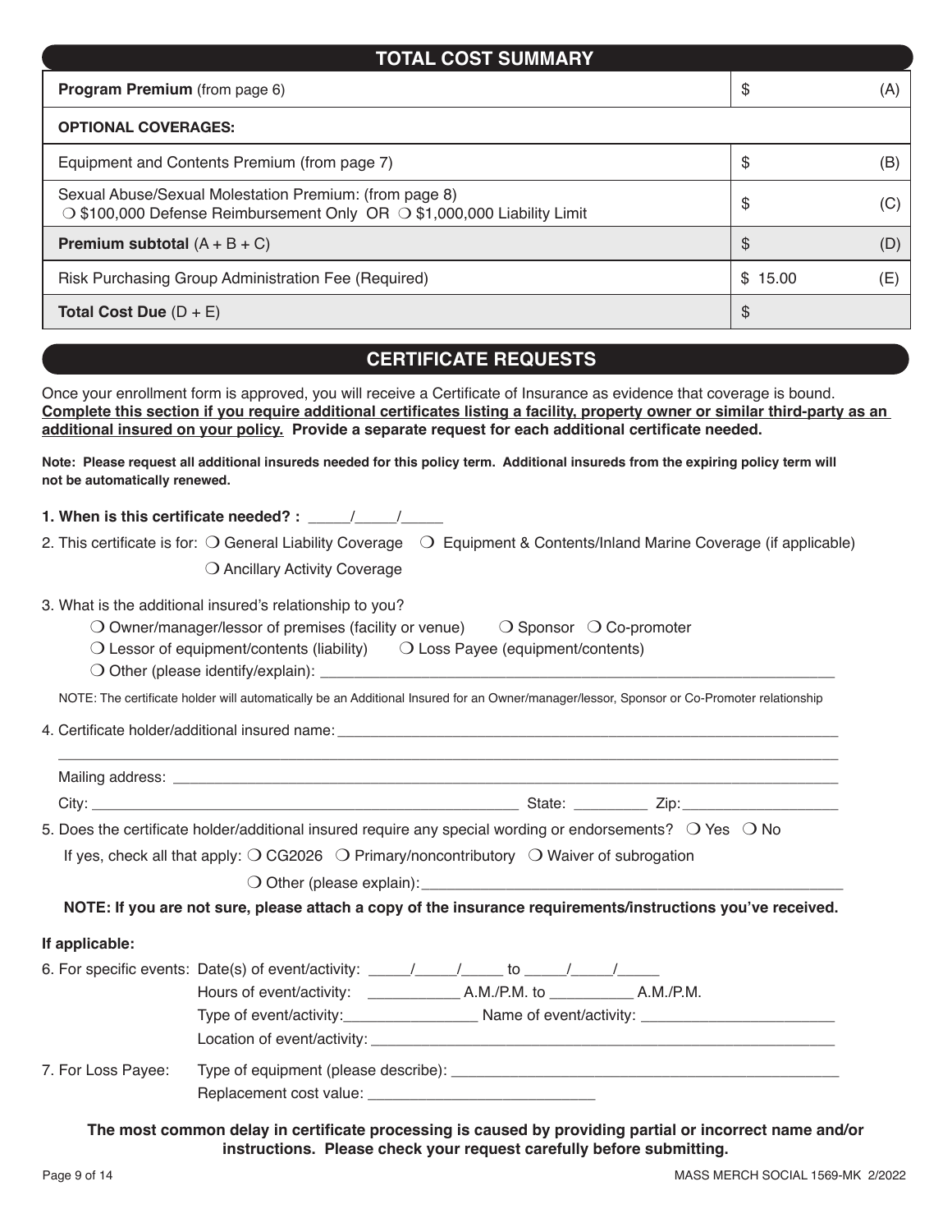## TOTAL COST SUMMARY

| | | |
|---|---|---|
| **Program Premium** (from page 6) | $ | (A) |
| **OPTIONAL COVERAGES:** | | |
| Equipment and Contents Premium (from page 7) | $ | (B) |
| Sexual Abuse/Sexual Molestation Premium: (from page 8)<br>❍ $100,000 Defense Reimbursement Only OR ❍ $1,000,000 Liability Limit | $ | (C) |
| **Premium subtotal** (A + B + C) | $ | (D) |
| Risk Purchasing Group Administration Fee (Required) | $ 15.00 | (E) |
| **Total Cost Due** (D + E) | $ | |

## CERTIFICATE REQUESTS

Once your enrollment form is approved, you will receive a Certificate of Insurance as evidence that coverage is bound. **Complete this section if you require additional certificates listing a facility, property owner or similar third-party as an additional insured on your policy. Provide a separate request for each additional certificate needed.**

**Note: Please request all additional insureds needed for this policy term. Additional insureds from the expiring policy term will not be automatically renewed.**

**1. When is this certificate needed? :** _____/_____/_____

2. This certificate is for: ❍ General Liability Coverage ❍ Equipment & Contents/Inland Marine Coverage (if applicable) ❍ Ancillary Activity Coverage

3. What is the additional insured's relationship to you?
   - ❍ Owner/manager/lessor of premises (facility or venue) ❍ Sponsor ❍ Co-promoter
   - ❍ Lessor of equipment/contents (liability) ❍ Loss Payee (equipment/contents)
   - ❍ Other (please identify/explain): ____________________

   NOTE: The certificate holder will automatically be an Additional Insured for an Owner/manager/lessor, Sponsor or Co-Promoter relationship

4. Certificate holder/additional insured name: ____________________

   ____________________

   Mailing address: ____________________

   City: ____________________ State: _________ Zip: __________

5. Does the certificate holder/additional insured require any special wording or endorsements? ❍ Yes ❍ No

   If yes, check all that apply: ❍ CG2026 ❍ Primary/noncontributory ❍ Waiver of subrogation

   ❍ Other (please explain): ____________________

   **NOTE: If you are not sure, please attach a copy of the insurance requirements/instructions you've received.**

**If applicable:**

6. For specific events: Date(s) of event/activity: _____/_____/_____ to _____/_____/_____

   Hours of event/activity: ___________ A.M./P.M. to __________ A.M./P.M.

   Type of event/activity: ________________ Name of event/activity: ________________

   Location of event/activity: ____________________

7. For Loss Payee: Type of equipment (please describe): ____________________

   Replacement cost value: ____________________

**The most common delay in certificate processing is caused by providing partial or incorrect name and/or instructions. Please check your request carefully before submitting.**

MASS MERCH SOCIAL 1569-MK 2/2022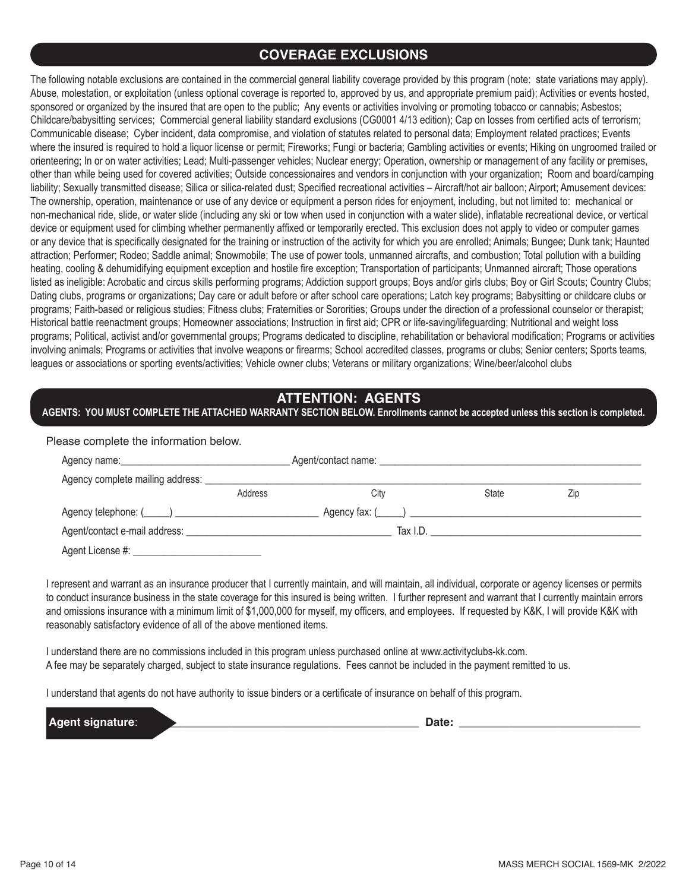## COVERAGE EXCLUSIONS

The following notable exclusions are contained in the commercial general liability coverage provided by this program (note: state variations may apply). Abuse, molestation, or exploitation (unless optional coverage is reported to, approved by us, and appropriate premium paid); Activities or events hosted, sponsored or organized by the insured that are open to the public; Any events or activities involving or promoting tobacco or cannabis; Asbestos; Childcare/babysitting services; Commercial general liability standard exclusions (CG0001 4/13 edition); Cap on losses from certified acts of terrorism; Communicable disease; Cyber incident, data compromise, and violation of statutes related to personal data; Employment related practices; Events where the insured is required to hold a liquor license or permit; Fireworks; Fungi or bacteria; Gambling activities or events; Hiking on ungroomed trailed or orienteering; In or on water activities; Lead; Multi-passenger vehicles; Nuclear energy; Operation, ownership or management of any facility or premises, other than while being used for covered activities; Outside concessionaires and vendors in conjunction with your organization; Room and board/camping liability; Sexually transmitted disease; Silica or silica-related dust; Specified recreational activities – Aircraft/hot air balloon; Airport; Amusement devices: The ownership, operation, maintenance or use of any device or equipment a person rides for enjoyment, including, but not limited to: mechanical or non-mechanical ride, slide, or water slide (including any ski or tow when used in conjunction with a water slide), inflatable recreational device, or vertical device or equipment used for climbing whether permanently affixed or temporarily erected. This exclusion does not apply to video or computer games or any device that is specifically designated for the training or instruction of the activity for which you are enrolled; Animals; Bungee; Dunk tank; Haunted attraction; Performer; Rodeo; Saddle animal; Snowmobile; The use of power tools, unmanned aircrafts, and combustion; Total pollution with a building heating, cooling & dehumidifying equipment exception and hostile fire exception; Transportation of participants; Unmanned aircraft; Those operations listed as ineligible: Acrobatic and circus skills performing programs; Addiction support groups; Boys and/or girls clubs; Boy or Girl Scouts; Country Clubs; Dating clubs, programs or organizations; Day care or adult before or after school care operations; Latch key programs; Babysitting or childcare clubs or programs; Faith-based or religious studies; Fitness clubs; Fraternities or Sororities; Groups under the direction of a professional counselor or therapist; Historical battle reenactment groups; Homeowner associations; Instruction in first aid; CPR or life-saving/lifeguarding; Nutritional and weight loss programs; Political, activist and/or governmental groups; Programs dedicated to discipline, rehabilitation or behavioral modification; Programs or activities involving animals; Programs or activities that involve weapons or firearms; School accredited classes, programs or clubs; Senior centers; Sports teams, leagues or associations or sporting events/activities; Vehicle owner clubs; Veterans or military organizations; Wine/beer/alcohol clubs

## ATTENTION: AGENTS

**AGENTS: YOU MUST COMPLETE THE ATTACHED WARRANTY SECTION BELOW. Enrollments cannot be accepted unless this section is completed.**

Please complete the information below.

Agency name:_______________________________ Agent/contact name: ___________________________________________________

Agency complete mailing address: ___________________________________________________________________________
Address  City  State  Zip

Agency telephone: (_____) ___________________________ Agency fax: (_____) ___________________________________________

Agent/contact e-mail address: ______________________________________ Tax I.D. ________________________________________

Agent License #: ________________________

I represent and warrant as an insurance producer that I currently maintain, and will maintain, all individual, corporate or agency licenses or permits to conduct insurance business in the state coverage for this insured is being written. I further represent and warrant that I currently maintain errors and omissions insurance with a minimum limit of $1,000,000 for myself, my officers, and employees. If requested by K&K, I will provide K&K with reasonably satisfactory evidence of all of the above mentioned items.

I understand there are no commissions included in this program unless purchased online at www.activityclubs-kk.com.
A fee may be separately charged, subject to state insurance regulations. Fees cannot be included in the payment remitted to us.

I understand that agents do not have authority to issue binders or a certificate of insurance on behalf of this program.

**Agent signature**: ________________________________________ **Date:** ______________________________

MASS MERCH SOCIAL 1569-MK 2/2022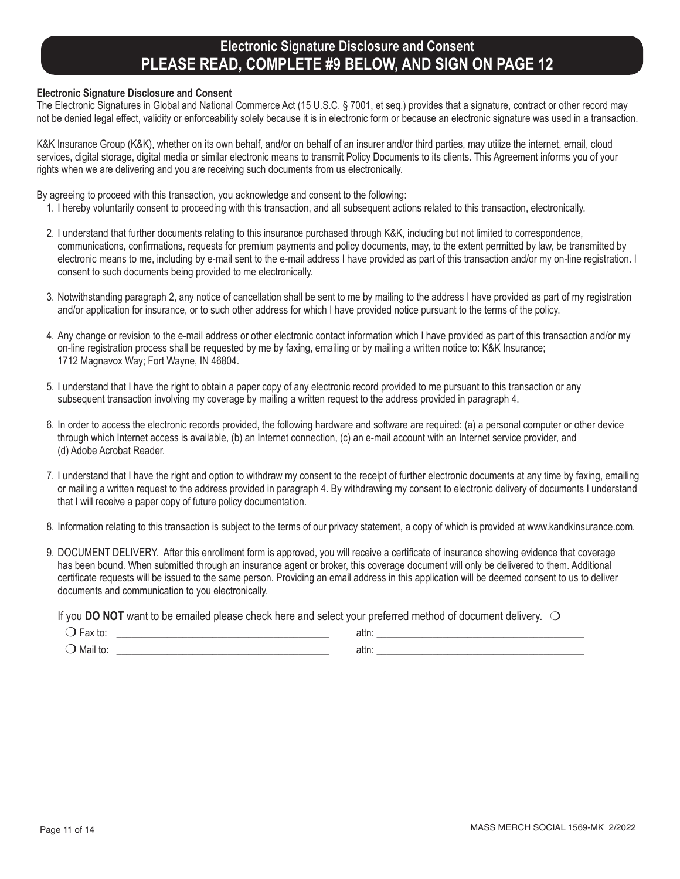# Electronic Signature Disclosure and Consent
## PLEASE READ, COMPLETE #9 BELOW, AND SIGN ON PAGE 12

**Electronic Signature Disclosure and Consent**

The Electronic Signatures in Global and National Commerce Act (15 U.S.C. § 7001, et seq.) provides that a signature, contract or other record may not be denied legal effect, validity or enforceability solely because it is in electronic form or because an electronic signature was used in a transaction.

K&K Insurance Group (K&K), whether on its own behalf, and/or on behalf of an insurer and/or third parties, may utilize the internet, email, cloud services, digital storage, digital media or similar electronic means to transmit Policy Documents to its clients. This Agreement informs you of your rights when we are delivering and you are receiving such documents from us electronically.

By agreeing to proceed with this transaction, you acknowledge and consent to the following:

1. I hereby voluntarily consent to proceeding with this transaction, and all subsequent actions related to this transaction, electronically.
2. I understand that further documents relating to this insurance purchased through K&K, including but not limited to correspondence, communications, confirmations, requests for premium payments and policy documents, may, to the extent permitted by law, be transmitted by electronic means to me, including by e-mail sent to the e-mail address I have provided as part of this transaction and/or my on-line registration. I consent to such documents being provided to me electronically.
3. Notwithstanding paragraph 2, any notice of cancellation shall be sent to me by mailing to the address I have provided as part of my registration and/or application for insurance, or to such other address for which I have provided notice pursuant to the terms of the policy.
4. Any change or revision to the e-mail address or other electronic contact information which I have provided as part of this transaction and/or my on-line registration process shall be requested by me by faxing, emailing or by mailing a written notice to: K&K Insurance; 1712 Magnavox Way; Fort Wayne, IN 46804.
5. I understand that I have the right to obtain a paper copy of any electronic record provided to me pursuant to this transaction or any subsequent transaction involving my coverage by mailing a written request to the address provided in paragraph 4.
6. In order to access the electronic records provided, the following hardware and software are required: (a) a personal computer or other device through which Internet access is available, (b) an Internet connection, (c) an e-mail account with an Internet service provider, and (d) Adobe Acrobat Reader.
7. I understand that I have the right and option to withdraw my consent to the receipt of further electronic documents at any time by faxing, emailing or mailing a written request to the address provided in paragraph 4. By withdrawing my consent to electronic delivery of documents I understand that I will receive a paper copy of future policy documentation.
8. Information relating to this transaction is subject to the terms of our privacy statement, a copy of which is provided at www.kandkinsurance.com.
9. DOCUMENT DELIVERY. After this enrollment form is approved, you will receive a certificate of insurance showing evidence that coverage has been bound. When submitted through an insurance agent or broker, this coverage document will only be delivered to them. Additional certificate requests will be issued to the same person. Providing an email address in this application will be deemed consent to us to deliver documents and communication to you electronically.

If you **DO NOT** want to be emailed please check here and select your preferred method of document delivery. ❍

❍ Fax to: ________________________________________ attn: ________________________________________

❍ Mail to: ________________________________________ attn: ________________________________________

MASS MERCH SOCIAL 1569-MK 2/2022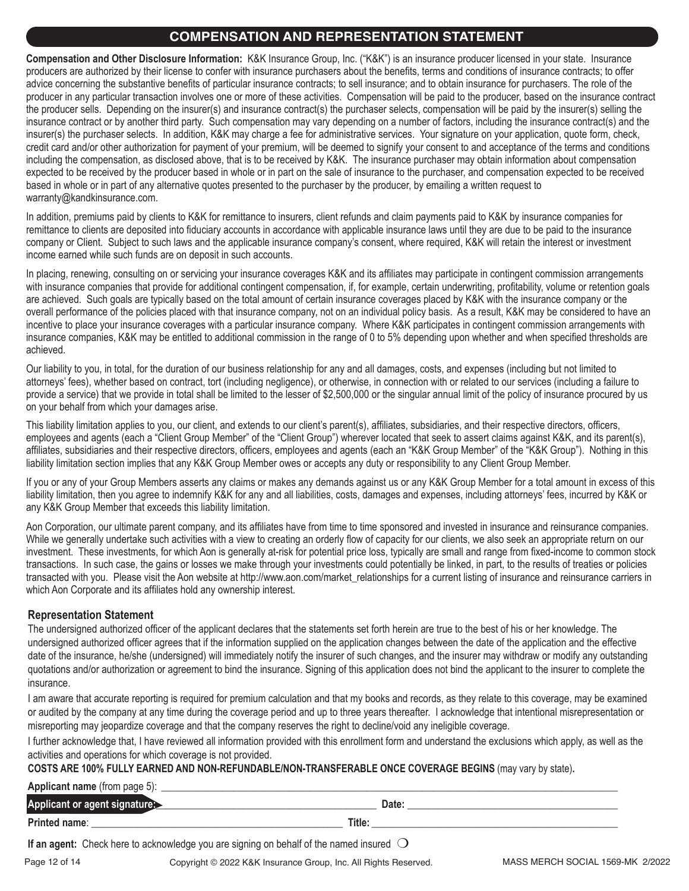## COMPENSATION AND REPRESENTATION STATEMENT

**Compensation and Other Disclosure Information:** K&K Insurance Group, Inc. ("K&K") is an insurance producer licensed in your state. Insurance producers are authorized by their license to confer with insurance purchasers about the benefits, terms and conditions of insurance contracts; to offer advice concerning the substantive benefits of particular insurance contracts; to sell insurance; and to obtain insurance for purchasers. The role of the producer in any particular transaction involves one or more of these activities. Compensation will be paid to the producer, based on the insurance contract the producer sells. Depending on the insurer(s) and insurance contract(s) the purchaser selects, compensation will be paid by the insurer(s) selling the insurance contract or by another third party. Such compensation may vary depending on a number of factors, including the insurance contract(s) and the insurer(s) the purchaser selects. In addition, K&K may charge a fee for administrative services. Your signature on your application, quote form, check, credit card and/or other authorization for payment of your premium, will be deemed to signify your consent to and acceptance of the terms and conditions including the compensation, as disclosed above, that is to be received by K&K. The insurance purchaser may obtain information about compensation expected to be received by the producer based in whole or in part on the sale of insurance to the purchaser, and compensation expected to be received based in whole or in part of any alternative quotes presented to the purchaser by the producer, by emailing a written request to warranty@kandkinsurance.com.

In addition, premiums paid by clients to K&K for remittance to insurers, client refunds and claim payments paid to K&K by insurance companies for remittance to clients are deposited into fiduciary accounts in accordance with applicable insurance laws until they are due to be paid to the insurance company or Client. Subject to such laws and the applicable insurance company's consent, where required, K&K will retain the interest or investment income earned while such funds are on deposit in such accounts.

In placing, renewing, consulting on or servicing your insurance coverages K&K and its affiliates may participate in contingent commission arrangements with insurance companies that provide for additional contingent compensation, if, for example, certain underwriting, profitability, volume or retention goals are achieved. Such goals are typically based on the total amount of certain insurance coverages placed by K&K with the insurance company or the overall performance of the policies placed with that insurance company, not on an individual policy basis. As a result, K&K may be considered to have an incentive to place your insurance coverages with a particular insurance company. Where K&K participates in contingent commission arrangements with insurance companies, K&K may be entitled to additional commission in the range of 0 to 5% depending upon whether and when specified thresholds are achieved.

Our liability to you, in total, for the duration of our business relationship for any and all damages, costs, and expenses (including but not limited to attorneys' fees), whether based on contract, tort (including negligence), or otherwise, in connection with or related to our services (including a failure to provide a service) that we provide in total shall be limited to the lesser of $2,500,000 or the singular annual limit of the policy of insurance procured by us on your behalf from which your damages arise.

This liability limitation applies to you, our client, and extends to our client's parent(s), affiliates, subsidiaries, and their respective directors, officers, employees and agents (each a "Client Group Member" of the "Client Group") wherever located that seek to assert claims against K&K, and its parent(s), affiliates, subsidiaries and their respective directors, officers, employees and agents (each an "K&K Group Member" of the "K&K Group"). Nothing in this liability limitation section implies that any K&K Group Member owes or accepts any duty or responsibility to any Client Group Member.

If you or any of your Group Members asserts any claims or makes any demands against us or any K&K Group Member for a total amount in excess of this liability limitation, then you agree to indemnify K&K for any and all liabilities, costs, damages and expenses, including attorneys' fees, incurred by K&K or any K&K Group Member that exceeds this liability limitation.

Aon Corporation, our ultimate parent company, and its affiliates have from time to time sponsored and invested in insurance and reinsurance companies. While we generally undertake such activities with a view to creating an orderly flow of capacity for our clients, we also seek an appropriate return on our investment. These investments, for which Aon is generally at-risk for potential price loss, typically are small and range from fixed-income to common stock transactions. In such case, the gains or losses we make through your investments could potentially be linked, in part, to the results of treaties or policies transacted with you. Please visit the Aon website at http://www.aon.com/market_relationships for a current listing of insurance and reinsurance carriers in which Aon Corporate and its affiliates hold any ownership interest.

### Representation Statement

The undersigned authorized officer of the applicant declares that the statements set forth herein are true to the best of his or her knowledge. The undersigned authorized officer agrees that if the information supplied on the application changes between the date of the application and the effective date of the insurance, he/she (undersigned) will immediately notify the insurer of such changes, and the insurer may withdraw or modify any outstanding quotations and/or authorization or agreement to bind the insurance. Signing of this application does not bind the applicant to the insurer to complete the insurance.

I am aware that accurate reporting is required for premium calculation and that my books and records, as they relate to this coverage, may be examined or audited by the company at any time during the coverage period and up to three years thereafter. I acknowledge that intentional misrepresentation or misreporting may jeopardize coverage and that the company reserves the right to decline/void any ineligible coverage.

I further acknowledge that, I have reviewed all information provided with this enrollment form and understand the exclusions which apply, as well as the activities and operations for which coverage is not provided.

**COSTS ARE 100% FULLY EARNED AND NON-REFUNDABLE/NON-TRANSFERABLE ONCE COVERAGE BEGINS** (may vary by state)**.**

**Applicant name** (from page 5): ______________________________

**Applicant or agent signature:** ______________________________ **Date:** ______________________________

**Printed name**: ______________________________ **Title:** ______________________________

**If an agent:** Check here to acknowledge you are signing on behalf of the named insured ❍

MASS MERCH SOCIAL 1569-MK 2/2022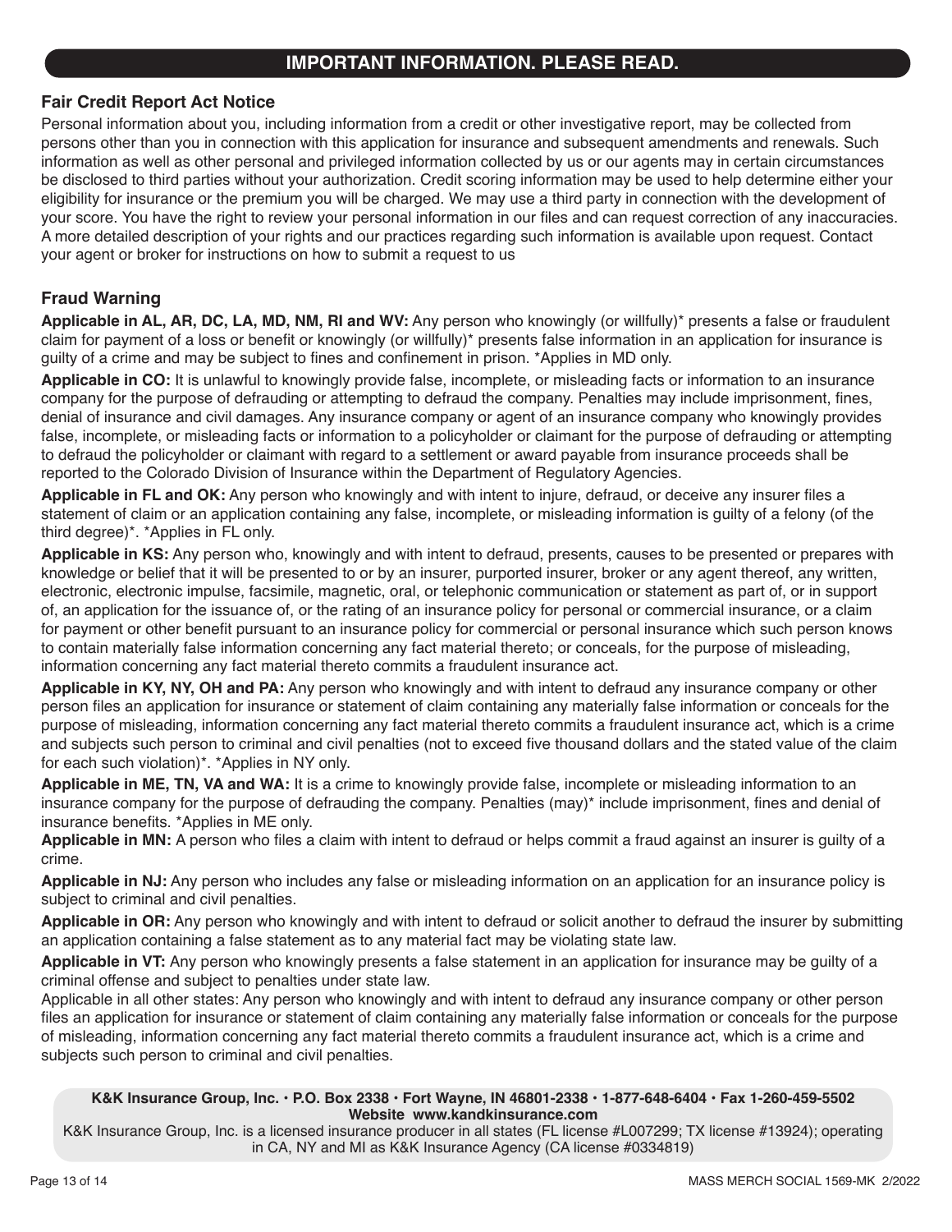# IMPORTANT INFORMATION. PLEASE READ.

## Fair Credit Report Act Notice

Personal information about you, including information from a credit or other investigative report, may be collected from persons other than you in connection with this application for insurance and subsequent amendments and renewals. Such information as well as other personal and privileged information collected by us or our agents may in certain circumstances be disclosed to third parties without your authorization. Credit scoring information may be used to help determine either your eligibility for insurance or the premium you will be charged. We may use a third party in connection with the development of your score. You have the right to review your personal information in our files and can request correction of any inaccuracies. A more detailed description of your rights and our practices regarding such information is available upon request. Contact your agent or broker for instructions on how to submit a request to us

## Fraud Warning

**Applicable in AL, AR, DC, LA, MD, NM, RI and WV:** Any person who knowingly (or willfully)* presents a false or fraudulent claim for payment of a loss or benefit or knowingly (or willfully)* presents false information in an application for insurance is guilty of a crime and may be subject to fines and confinement in prison. *Applies in MD only.

**Applicable in CO:** It is unlawful to knowingly provide false, incomplete, or misleading facts or information to an insurance company for the purpose of defrauding or attempting to defraud the company. Penalties may include imprisonment, fines, denial of insurance and civil damages. Any insurance company or agent of an insurance company who knowingly provides false, incomplete, or misleading facts or information to a policyholder or claimant for the purpose of defrauding or attempting to defraud the policyholder or claimant with regard to a settlement or award payable from insurance proceeds shall be reported to the Colorado Division of Insurance within the Department of Regulatory Agencies.

**Applicable in FL and OK:** Any person who knowingly and with intent to injure, defraud, or deceive any insurer files a statement of claim or an application containing any false, incomplete, or misleading information is guilty of a felony (of the third degree)*. *Applies in FL only.

**Applicable in KS:** Any person who, knowingly and with intent to defraud, presents, causes to be presented or prepares with knowledge or belief that it will be presented to or by an insurer, purported insurer, broker or any agent thereof, any written, electronic, electronic impulse, facsimile, magnetic, oral, or telephonic communication or statement as part of, or in support of, an application for the issuance of, or the rating of an insurance policy for personal or commercial insurance, or a claim for payment or other benefit pursuant to an insurance policy for commercial or personal insurance which such person knows to contain materially false information concerning any fact material thereto; or conceals, for the purpose of misleading, information concerning any fact material thereto commits a fraudulent insurance act.

**Applicable in KY, NY, OH and PA:** Any person who knowingly and with intent to defraud any insurance company or other person files an application for insurance or statement of claim containing any materially false information or conceals for the purpose of misleading, information concerning any fact material thereto commits a fraudulent insurance act, which is a crime and subjects such person to criminal and civil penalties (not to exceed five thousand dollars and the stated value of the claim for each such violation)*. *Applies in NY only.

**Applicable in ME, TN, VA and WA:** It is a crime to knowingly provide false, incomplete or misleading information to an insurance company for the purpose of defrauding the company. Penalties (may)* include imprisonment, fines and denial of insurance benefits. *Applies in ME only.

**Applicable in MN:** A person who files a claim with intent to defraud or helps commit a fraud against an insurer is guilty of a crime.

**Applicable in NJ:** Any person who includes any false or misleading information on an application for an insurance policy is subject to criminal and civil penalties.

**Applicable in OR:** Any person who knowingly and with intent to defraud or solicit another to defraud the insurer by submitting an application containing a false statement as to any material fact may be violating state law.

**Applicable in VT:** Any person who knowingly presents a false statement in an application for insurance may be guilty of a criminal offense and subject to penalties under state law.

Applicable in all other states: Any person who knowingly and with intent to defraud any insurance company or other person files an application for insurance or statement of claim containing any materially false information or conceals for the purpose of misleading, information concerning any fact material thereto commits a fraudulent insurance act, which is a crime and subjects such person to criminal and civil penalties.

**K&K Insurance Group, Inc. • P.O. Box 2338 • Fort Wayne, IN 46801-2338 • 1-877-648-6404 • Fax 1-260-459-5502**
**Website www.kandkinsurance.com**

K&K Insurance Group, Inc. is a licensed insurance producer in all states (FL license #L007299; TX license #13924); operating in CA, NY and MI as K&K Insurance Agency (CA license #0334819)

MASS MERCH SOCIAL 1569-MK 2/2022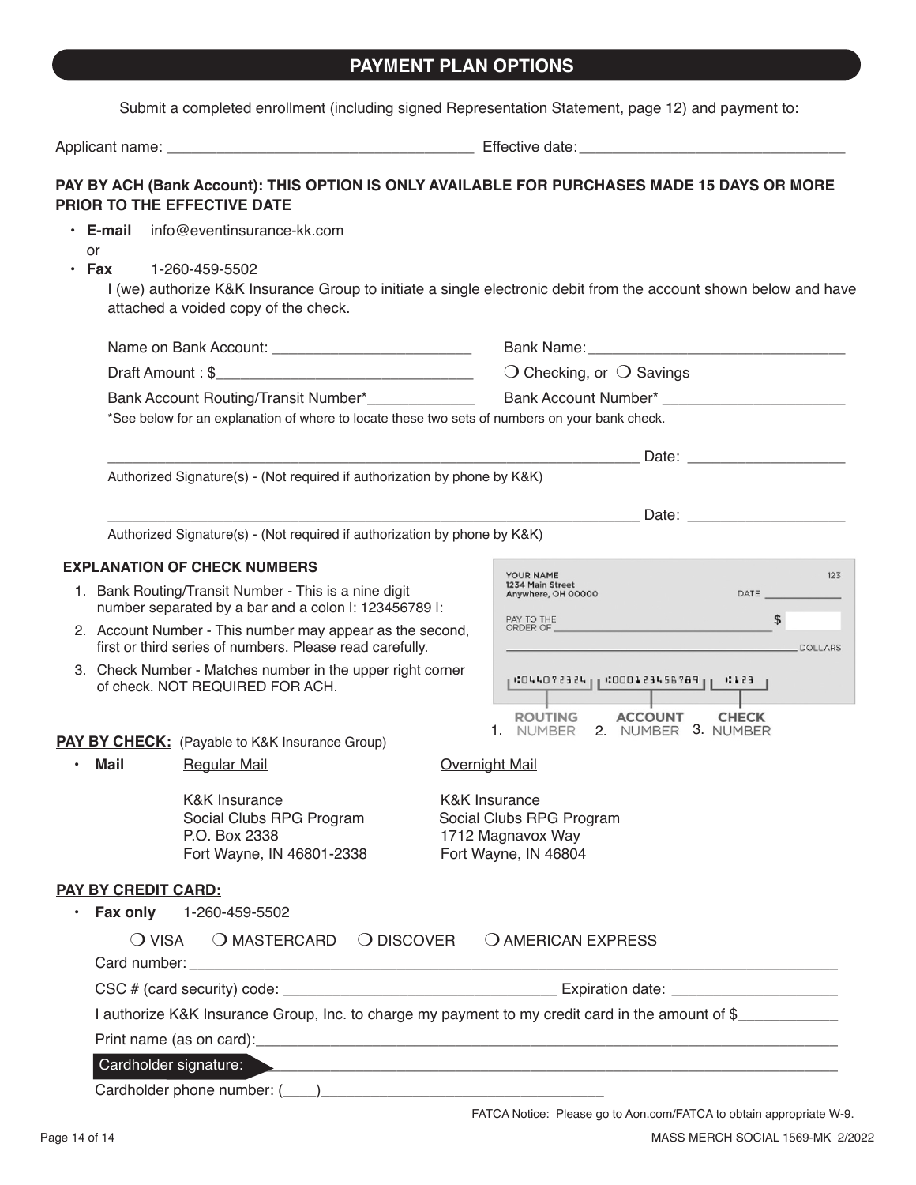## PAYMENT PLAN OPTIONS

Submit a completed enrollment (including signed Representation Statement, page 12) and payment to:

Applicant name: ____________________________________ Effective date: ________________________________

**PAY BY ACH (Bank Account): THIS OPTION IS ONLY AVAILABLE FOR PURCHASES MADE 15 DAYS OR MORE PRIOR TO THE EFFECTIVE DATE**

- **E-mail** info@eventinsurance-kk.com

  or
- **Fax** 1-260-459-5502

  I (we) authorize K&K Insurance Group to initiate a single electronic debit from the account shown below and have attached a voided copy of the check.

  Name on Bank Account: ________________________ Bank Name: ________________________________

  Draft Amount : $______________________________ ❍ Checking, or ❍ Savings

  Bank Account Routing/Transit Number*_____________ Bank Account Number* ______________________

  *See below for an explanation of where to locate these two sets of numbers on your bank check.

  _________________________________________________________________ Date: ___________________

  Authorized Signature(s) - (Not required if authorization by phone by K&K)

  _________________________________________________________________ Date: ___________________

  Authorized Signature(s) - (Not required if authorization by phone by K&K)

**EXPLANATION OF CHECK NUMBERS**

1. Bank Routing/Transit Number - This is a nine digit number separated by a bar and a colon I: 123456789 I:
2. Account Number - This number may appear as the second, first or third series of numbers. Please read carefully.
3. Check Number - Matches number in the upper right corner of check. NOT REQUIRED FOR ACH.

YOUR NAME
1234 Main Street
Anywhere, OH 00000
123
DATE
PAY TO THE ORDER OF
$
DOLLARS
1. ROUTING NUMBER 2. ACCOUNT NUMBER 3. CHECK NUMBER

**PAY BY CHECK:** (Payable to K&K Insurance Group)

- **Mail**

| Regular Mail | Overnight Mail |
|---|---|
| K&K Insurance | K&K Insurance |
| Social Clubs RPG Program | Social Clubs RPG Program |
| P.O. Box 2338 | 1712 Magnavox Way |
| Fort Wayne, IN 46801-2338 | Fort Wayne, IN 46804 |

**PAY BY CREDIT CARD:**

- **Fax only** 1-260-459-5502

  ❍ VISA ❍ MASTERCARD ❍ DISCOVER ❍ AMERICAN EXPRESS

  Card number: ______________________________________________________________________________

  CSC # (card security) code: ________________________________ Expiration date: ____________________

  I authorize K&K Insurance Group, Inc. to charge my payment to my credit card in the amount of $____________

  Print name (as on card): _____________________________________________________________________

  Cardholder signature: _______________________________________________________________________

  Cardholder phone number: (____)__________________________________

FATCA Notice: Please go to Aon.com/FATCA to obtain appropriate W-9.

MASS MERCH SOCIAL 1569-MK 2/2022